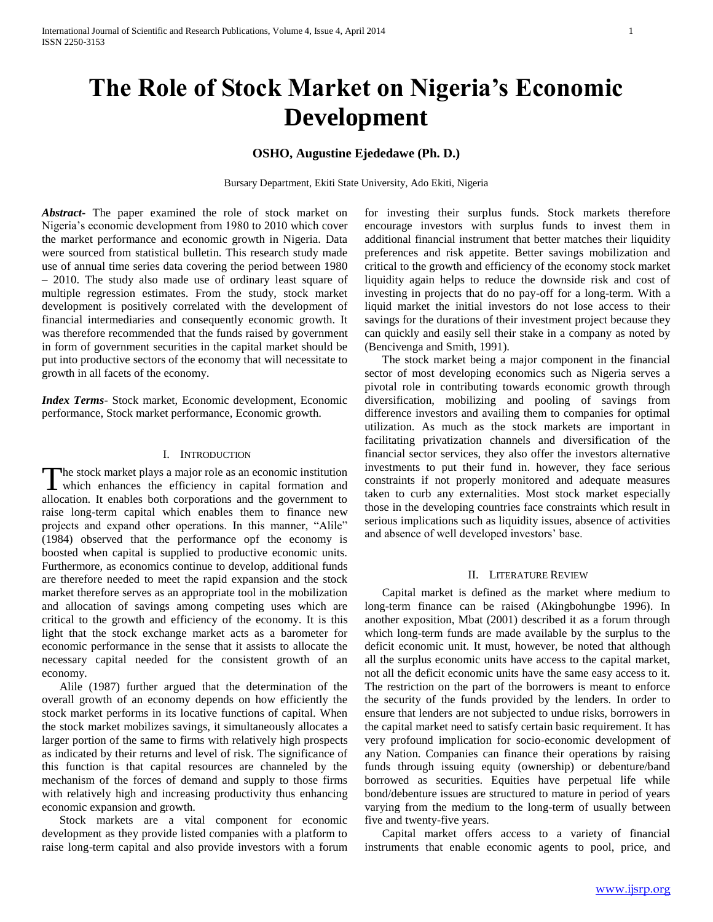# The Role of Stock Market on Nigeria's Economic Development

**OSHO, Augustine Ejededawe (Ph. D.)**

Bursary Department, Ekiti State University, Ado Ekiti, Nigeria

***Abstract***- The paper examined the role of stock market on Nigeria's economic development from 1980 to 2010 which cover the market performance and economic growth in Nigeria. Data were sourced from statistical bulletin. This research study made use of annual time series data covering the period between 1980 – 2010. The study also made use of ordinary least square of multiple regression estimates. From the study, stock market development is positively correlated with the development of financial intermediaries and consequently economic growth. It was therefore recommended that the funds raised by government in form of government securities in the capital market should be put into productive sectors of the economy that will necessitate to growth in all facets of the economy.

***Index Terms***- Stock market, Economic development, Economic performance, Stock market performance, Economic growth.

## I. Introduction

The stock market plays a major role as an economic institution which enhances the efficiency in capital formation and allocation. It enables both corporations and the government to raise long-term capital which enables them to finance new projects and expand other operations. In this manner, "Alile" (1984) observed that the performance opf the economy is boosted when capital is supplied to productive economic units. Furthermore, as economics continue to develop, additional funds are therefore needed to meet the rapid expansion and the stock market therefore serves as an appropriate tool in the mobilization and allocation of savings among competing uses which are critical to the growth and efficiency of the economy. It is this light that the stock exchange market acts as a barometer for economic performance in the sense that it assists to allocate the necessary capital needed for the consistent growth of an economy.

Alile (1987) further argued that the determination of the overall growth of an economy depends on how efficiently the stock market performs in its locative functions of capital. When the stock market mobilizes savings, it simultaneously allocates a larger portion of the same to firms with relatively high prospects as indicated by their returns and level of risk. The significance of this function is that capital resources are channeled by the mechanism of the forces of demand and supply to those firms with relatively high and increasing productivity thus enhancing economic expansion and growth.

Stock markets are a vital component for economic development as they provide listed companies with a platform to raise long-term capital and also provide investors with a forum for investing their surplus funds. Stock markets therefore encourage investors with surplus funds to invest them in additional financial instrument that better matches their liquidity preferences and risk appetite. Better savings mobilization and critical to the growth and efficiency of the economy stock market liquidity again helps to reduce the downside risk and cost of investing in projects that do no pay-off for a long-term. With a liquid market the initial investors do not lose access to their savings for the durations of their investment project because they can quickly and easily sell their stake in a company as noted by (Bencivenga and Smith, 1991).

The stock market being a major component in the financial sector of most developing economics such as Nigeria serves a pivotal role in contributing towards economic growth through diversification, mobilizing and pooling of savings from difference investors and availing them to companies for optimal utilization. As much as the stock markets are important in facilitating privatization channels and diversification of the financial sector services, they also offer the investors alternative investments to put their fund in. however, they face serious constraints if not properly monitored and adequate measures taken to curb any externalities. Most stock market especially those in the developing countries face constraints which result in serious implications such as liquidity issues, absence of activities and absence of well developed investors' base.

## II. Literature Review

Capital market is defined as the market where medium to long-term finance can be raised (Akingbohungbe 1996). In another exposition, Mbat (2001) described it as a forum through which long-term funds are made available by the surplus to the deficit economic unit. It must, however, be noted that although all the surplus economic units have access to the capital market, not all the deficit economic units have the same easy access to it. The restriction on the part of the borrowers is meant to enforce the security of the funds provided by the lenders. In order to ensure that lenders are not subjected to undue risks, borrowers in the capital market need to satisfy certain basic requirement. It has very profound implication for socio-economic development of any Nation. Companies can finance their operations by raising funds through issuing equity (ownership) or debenture/band borrowed as securities. Equities have perpetual life while bond/debenture issues are structured to mature in period of years varying from the medium to the long-term of usually between five and twenty-five years.

Capital market offers access to a variety of financial instruments that enable economic agents to pool, price, and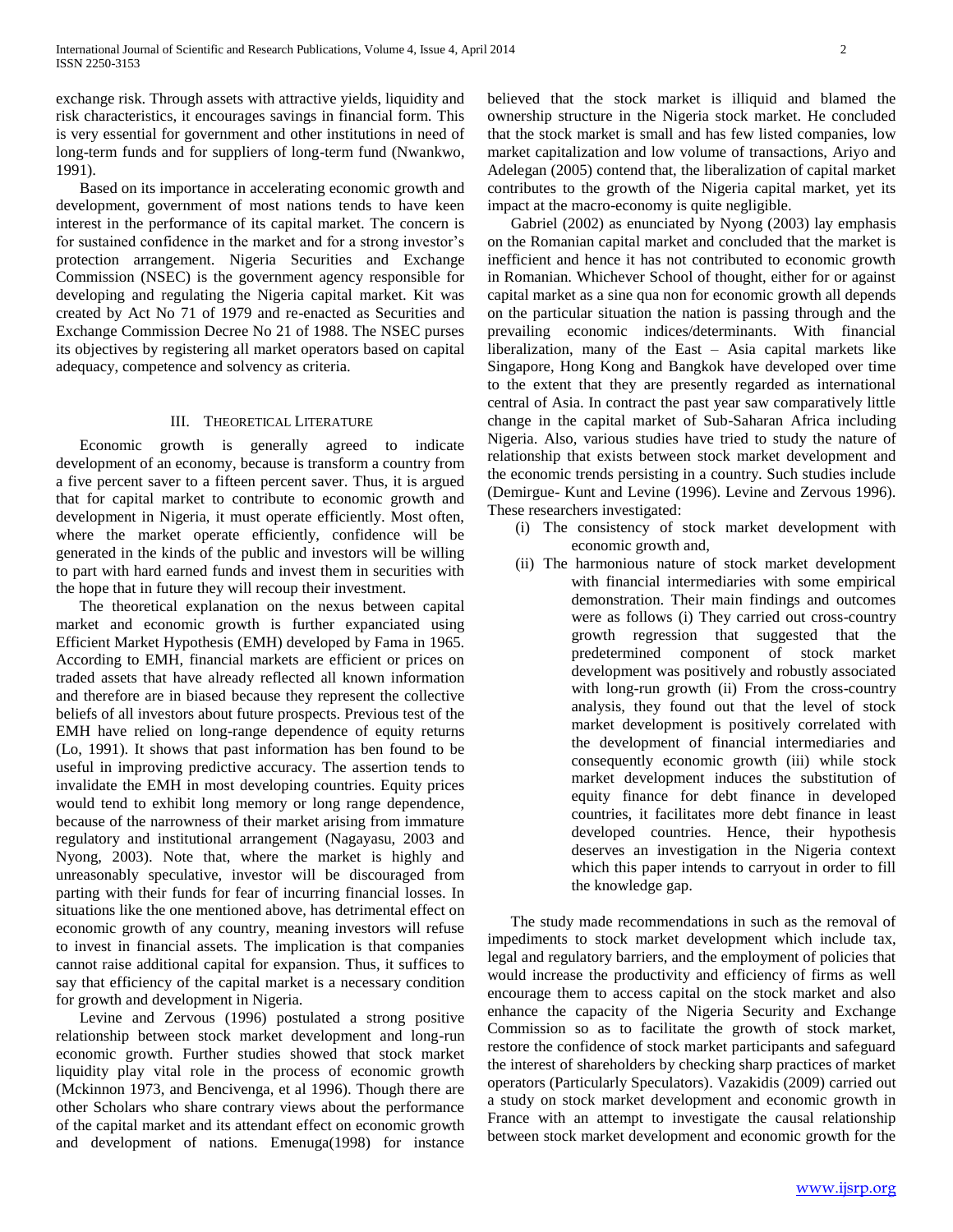exchange risk. Through assets with attractive yields, liquidity and risk characteristics, it encourages savings in financial form. This is very essential for government and other institutions in need of long-term funds and for suppliers of long-term fund (Nwankwo, 1991).

Based on its importance in accelerating economic growth and development, government of most nations tends to have keen interest in the performance of its capital market. The concern is for sustained confidence in the market and for a strong investor's protection arrangement. Nigeria Securities and Exchange Commission (NSEC) is the government agency responsible for developing and regulating the Nigeria capital market. Kit was created by Act No 71 of 1979 and re-enacted as Securities and Exchange Commission Decree No 21 of 1988. The NSEC purses its objectives by registering all market operators based on capital adequacy, competence and solvency as criteria.

## III. Theoretical Literature

Economic growth is generally agreed to indicate development of an economy, because is transform a country from a five percent saver to a fifteen percent saver. Thus, it is argued that for capital market to contribute to economic growth and development in Nigeria, it must operate efficiently. Most often, where the market operate efficiently, confidence will be generated in the kinds of the public and investors will be willing to part with hard earned funds and invest them in securities with the hope that in future they will recoup their investment.

The theoretical explanation on the nexus between capital market and economic growth is further expanciated using Efficient Market Hypothesis (EMH) developed by Fama in 1965. According to EMH, financial markets are efficient or prices on traded assets that have already reflected all known information and therefore are in biased because they represent the collective beliefs of all investors about future prospects. Previous test of the EMH have relied on long-range dependence of equity returns (Lo, 1991). It shows that past information has ben found to be useful in improving predictive accuracy. The assertion tends to invalidate the EMH in most developing countries. Equity prices would tend to exhibit long memory or long range dependence, because of the narrowness of their market arising from immature regulatory and institutional arrangement (Nagayasu, 2003 and Nyong, 2003). Note that, where the market is highly and unreasonably speculative, investor will be discouraged from parting with their funds for fear of incurring financial losses. In situations like the one mentioned above, has detrimental effect on economic growth of any country, meaning investors will refuse to invest in financial assets. The implication is that companies cannot raise additional capital for expansion. Thus, it suffices to say that efficiency of the capital market is a necessary condition for growth and development in Nigeria.

Levine and Zervous (1996) postulated a strong positive relationship between stock market development and long-run economic growth. Further studies showed that stock market liquidity play vital role in the process of economic growth (Mckinnon 1973, and Bencivenga, et al 1996). Though there are other Scholars who share contrary views about the performance of the capital market and its attendant effect on economic growth and development of nations. Emenuga(1998) for instance believed that the stock market is illiquid and blamed the ownership structure in the Nigeria stock market. He concluded that the stock market is small and has few listed companies, low market capitalization and low volume of transactions, Ariyo and Adelegan (2005) contend that, the liberalization of capital market contributes to the growth of the Nigeria capital market, yet its impact at the macro-economy is quite negligible.

Gabriel (2002) as enunciated by Nyong (2003) lay emphasis on the Romanian capital market and concluded that the market is inefficient and hence it has not contributed to economic growth in Romanian. Whichever School of thought, either for or against capital market as a sine qua non for economic growth all depends on the particular situation the nation is passing through and the prevailing economic indices/determinants. With financial liberalization, many of the East – Asia capital markets like Singapore, Hong Kong and Bangkok have developed over time to the extent that they are presently regarded as international central of Asia. In contract the past year saw comparatively little change in the capital market of Sub-Saharan Africa including Nigeria. Also, various studies have tried to study the nature of relationship that exists between stock market development and the economic trends persisting in a country. Such studies include (Demirgue- Kunt and Levine (1996). Levine and Zervous 1996). These researchers investigated:

(i) The consistency of stock market development with economic growth and,
(ii) The harmonious nature of stock market development with financial intermediaries with some empirical demonstration. Their main findings and outcomes were as follows (i) They carried out cross-country growth regression that suggested that the predetermined component of stock market development was positively and robustly associated with long-run growth (ii) From the cross-country analysis, they found out that the level of stock market development is positively correlated with the development of financial intermediaries and consequently economic growth (iii) while stock market development induces the substitution of equity finance for debt finance in developed countries, it facilitates more debt finance in least developed countries. Hence, their hypothesis deserves an investigation in the Nigeria context which this paper intends to carryout in order to fill the knowledge gap.

The study made recommendations in such as the removal of impediments to stock market development which include tax, legal and regulatory barriers, and the employment of policies that would increase the productivity and efficiency of firms as well encourage them to access capital on the stock market and also enhance the capacity of the Nigeria Security and Exchange Commission so as to facilitate the growth of stock market, restore the confidence of stock market participants and safeguard the interest of shareholders by checking sharp practices of market operators (Particularly Speculators). Vazakidis (2009) carried out a study on stock market development and economic growth in France with an attempt to investigate the causal relationship between stock market development and economic growth for the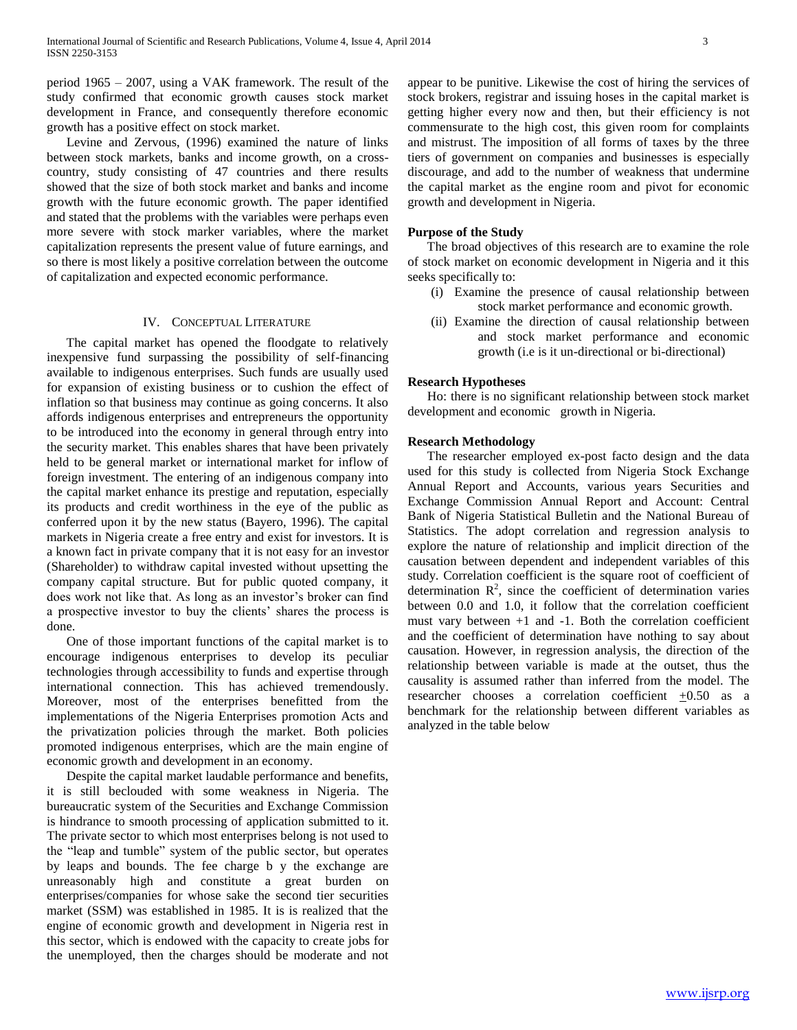period 1965 – 2007, using a VAK framework. The result of the study confirmed that economic growth causes stock market development in France, and consequently therefore economic growth has a positive effect on stock market.

Levine and Zervous, (1996) examined the nature of links between stock markets, banks and income growth, on a cross-country, study consisting of 47 countries and there results showed that the size of both stock market and banks and income growth with the future economic growth. The paper identified and stated that the problems with the variables were perhaps even more severe with stock marker variables, where the market capitalization represents the present value of future earnings, and so there is most likely a positive correlation between the outcome of capitalization and expected economic performance.

## IV. Conceptual Literature

The capital market has opened the floodgate to relatively inexpensive fund surpassing the possibility of self-financing available to indigenous enterprises. Such funds are usually used for expansion of existing business or to cushion the effect of inflation so that business may continue as going concerns. It also affords indigenous enterprises and entrepreneurs the opportunity to be introduced into the economy in general through entry into the security market. This enables shares that have been privately held to be general market or international market for inflow of foreign investment. The entering of an indigenous company into the capital market enhance its prestige and reputation, especially its products and credit worthiness in the eye of the public as conferred upon it by the new status (Bayero, 1996). The capital markets in Nigeria create a free entry and exist for investors. It is a known fact in private company that it is not easy for an investor (Shareholder) to withdraw capital invested without upsetting the company capital structure. But for public quoted company, it does work not like that. As long as an investor's broker can find a prospective investor to buy the clients' shares the process is done.

One of those important functions of the capital market is to encourage indigenous enterprises to develop its peculiar technologies through accessibility to funds and expertise through international connection. This has achieved tremendously. Moreover, most of the enterprises benefitted from the implementations of the Nigeria Enterprises promotion Acts and the privatization policies through the market. Both policies promoted indigenous enterprises, which are the main engine of economic growth and development in an economy.

Despite the capital market laudable performance and benefits, it is still beclouded with some weakness in Nigeria. The bureaucratic system of the Securities and Exchange Commission is hindrance to smooth processing of application submitted to it. The private sector to which most enterprises belong is not used to the "leap and tumble" system of the public sector, but operates by leaps and bounds. The fee charge b y the exchange are unreasonably high and constitute a great burden on enterprises/companies for whose sake the second tier securities market (SSM) was established in 1985. It is is realized that the engine of economic growth and development in Nigeria rest in this sector, which is endowed with the capacity to create jobs for the unemployed, then the charges should be moderate and not appear to be punitive. Likewise the cost of hiring the services of stock brokers, registrar and issuing hoses in the capital market is getting higher every now and then, but their efficiency is not commensurate to the high cost, this given room for complaints and mistrust. The imposition of all forms of taxes by the three tiers of government on companies and businesses is especially discourage, and add to the number of weakness that undermine the capital market as the engine room and pivot for economic growth and development in Nigeria.

**Purpose of the Study**

The broad objectives of this research are to examine the role of stock market on economic development in Nigeria and it this seeks specifically to:

(i) Examine the presence of causal relationship between stock market performance and economic growth.
(ii) Examine the direction of causal relationship between and stock market performance and economic growth (i.e is it un-directional or bi-directional)

**Research Hypotheses**

Ho: there is no significant relationship between stock market development and economic growth in Nigeria.

**Research Methodology**

The researcher employed ex-post facto design and the data used for this study is collected from Nigeria Stock Exchange Annual Report and Accounts, various years Securities and Exchange Commission Annual Report and Account: Central Bank of Nigeria Statistical Bulletin and the National Bureau of Statistics. The adopt correlation and regression analysis to explore the nature of relationship and implicit direction of the causation between dependent and independent variables of this study. Correlation coefficient is the square root of coefficient of determination $R^2$, since the coefficient of determination varies between 0.0 and 1.0, it follow that the correlation coefficient must vary between +1 and -1. Both the correlation coefficient and the coefficient of determination have nothing to say about causation. However, in regression analysis, the direction of the relationship between variable is made at the outset, thus the causality is assumed rather than inferred from the model. The researcher chooses a correlation coefficient $\pm 0.50$ as a benchmark for the relationship between different variables as analyzed in the table below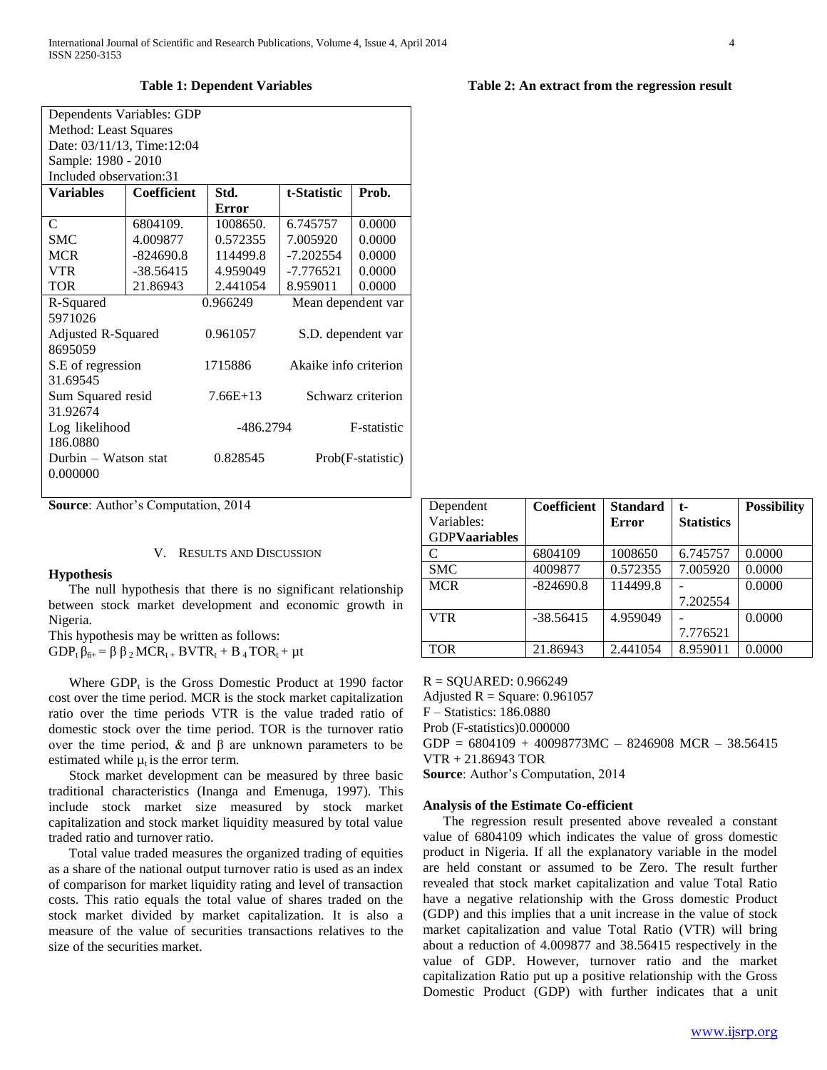**Table 1: Dependent Variables**

| Dependents Variables: GDP | | | | |
|---|---|---|---|---|
| Method: Least Squares | | | | |
| Date: 03/11/13, Time:12:04 | | | | |
| Sample: 1980 - 2010 | | | | |
| Included observation:31 | | | | |
| **Variables** | **Coefficient** | **Std. Error** | **t-Statistic** | **Prob.** |
| C | 6804109. | 1008650. | 6.745757 | 0.0000 |
| SMC | 4.009877 | 0.572355 | 7.005920 | 0.0000 |
| MCR | -824690.8 | 114499.8 | -7.202554 | 0.0000 |
| VTR | -38.56415 | 4.959049 | -7.776521 | 0.0000 |
| TOR | 21.86943 | 2.441054 | 8.959011 | 0.0000 |
| R-Squared | | 0.966249 | Mean dependent var 5971026 | |
| Adjusted R-Squared | | 0.961057 | S.D. dependent var 8695059 | |
| S.E of regression | | 1715886 | Akaike info criterion 31.69545 | |
| Sum Squared resid | | 7.66E+13 | Schwarz criterion 31.92674 | |
| Log likelihood | | -486.2794 | F-statistic 186.0880 | |
| Durbin – Watson stat | | 0.828545 | Prob(F-statistic) 0.000000 | |

**Source**: Author's Computation, 2014

## V. Results and Discussion

**Hypothesis**

The null hypothesis that there is no significant relationship between stock market development and economic growth in Nigeria.

This hypothesis may be written as follows:

$GDP_t \beta_{6+} = \beta \beta_2 MCR_{t+} BVTR_t + B_4 TOR_t + \mu t$

Where $GDP_t$ is the Gross Domestic Product at 1990 factor cost over the time period. MCR is the stock market capitalization ratio over the time periods VTR is the value traded ratio of domestic stock over the time period. TOR is the turnover ratio over the time period, & and β are unknown parameters to be estimated while $\mu_t$ is the error term.

Stock market development can be measured by three basic traditional characteristics (Inanga and Emenuga, 1997). This include stock market size measured by stock market capitalization and stock market liquidity measured by total value traded ratio and turnover ratio.

Total value traded measures the organized trading of equities as a share of the national output turnover ratio is used as an index of comparison for market liquidity rating and level of transaction costs. This ratio equals the total value of shares traded on the stock market divided by market capitalization. It is also a measure of the value of securities transactions relatives to the size of the securities market.

**Table 2: An extract from the regression result**

| Dependent Variables: GDPVaariables | **Coefficient** | **Standard Error** | **t-Statistics** | **Possibility** |
|---|---|---|---|---|
| C | 6804109 | 1008650 | 6.745757 | 0.0000 |
| SMC | 4009877 | 0.572355 | 7.005920 | 0.0000 |
| MCR | -824690.8 | 114499.8 | -7.202554 | 0.0000 |
| VTR | -38.56415 | 4.959049 | -7.776521 | 0.0000 |
| TOR | 21.86943 | 2.441054 | 8.959011 | 0.0000 |

R = SQUARED: 0.966249

Adjusted R = Square: 0.961057

F – Statistics: 186.0880

Prob (F-statistics)0.000000

GDP = 6804109 + 40098773MC – 8246908 MCR – 38.56415 VTR + 21.86943 TOR

**Source**: Author's Computation, 2014

**Analysis of the Estimate Co-efficient**

The regression result presented above revealed a constant value of 6804109 which indicates the value of gross domestic product in Nigeria. If all the explanatory variable in the model are held constant or assumed to be Zero. The result further revealed that stock market capitalization and value Total Ratio have a negative relationship with the Gross domestic Product (GDP) and this implies that a unit increase in the value of stock market capitalization and value Total Ratio (VTR) will bring about a reduction of 4.009877 and 38.56415 respectively in the value of GDP. However, turnover ratio and the market capitalization Ratio put up a positive relationship with the Gross Domestic Product (GDP) with further indicates that a unit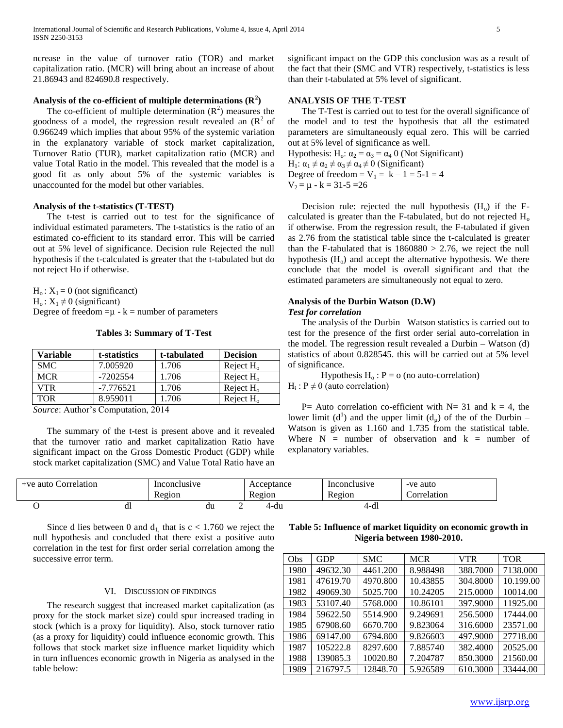ncrease in the value of turnover ratio (TOR) and market capitalization ratio. (MCR) will bring about an increase of about 21.86943 and 824690.8 respectively.

**Analysis of the co-efficient of multiple determinations ($R^2$)**

The co-efficient of multiple determination ($R^2$) measures the goodness of a model, the regression result revealed an ($R^2$ of 0.966249 which implies that about 95% of the systemic variation in the explanatory variable of stock market capitalization, Turnover Ratio (TUR), market capitalization ratio (MCR) and value Total Ratio in the model. This revealed that the model is a good fit as only about 5% of the systemic variables is unaccounted for the model but other variables.

**Analysis of the t-statistics (T-TEST)**

The t-test is carried out to test for the significance of individual estimated parameters. The t-statistics is the ratio of an estimated co-efficient to its standard error. This will be carried out at 5% level of significance. Decision rule Rejected the null hypothesis if the t-calculated is greater that the t-tabulated but do not reject Ho if otherwise.

$H_o : X_1 = 0$ (not significanct)
$H_o : X_1 \neq 0$ (significant)
Degree of freedom $= \mu - k =$ number of parameters

**Tables 3: Summary of T-Test**

| Variable | t-statistics | t-tabulated | Decision |
|---|---|---|---|
| SMC | 7.005920 | 1.706 | Reject $H_o$ |
| MCR | -7202554 | 1.706 | Reject $H_o$ |
| VTR | -7.776521 | 1.706 | Reject $H_o$ |
| TOR | 8.959011 | 1.706 | Reject $H_o$ |

*Source*: Author's Computation, 2014

The summary of the t-test is present above and it revealed that the turnover ratio and market capitalization Ratio have significant impact on the Gross Domestic Product (GDP) while stock market capitalization (SMC) and Value Total Ratio have an significant impact on the GDP this conclusion was as a result of the fact that their (SMC and VTR) respectively, t-statistics is less than their t-tabulated at 5% level of significant.

**ANALYSIS OF THE T-TEST**

The T-Test is carried out to test for the overall significance of the model and to test the hypothesis that all the estimated parameters are simultaneously equal zero. This will be carried out at 5% level of significance as well.

Hypothesis: $H_o$: $\alpha_2 = \alpha_3 = \alpha_4$ 0 (Not Significant)
$H_1$: $\alpha_1 \neq \alpha_2 \neq \alpha_3 \neq \alpha_4 \neq 0$ (Significant)
Degree of freedom $= V_1 = k - 1 = 5\text{-}1 = 4$
$V_2 = \mu - k = 31\text{-}5 = 26$

Decision rule: rejected the null hypothesis ($H_o$) if the F-calculated is greater than the F-tabulated, but do not rejected $H_o$ if otherwise. From the regression result, the F-tabulated if given as 2.76 from the statistical table since the t-calculated is greater than the F-tabulated that is $1860880 > 2.76$, we reject the null hypothesis ($H_o$) and accept the alternative hypothesis. We there conclude that the model is overall significant and that the estimated parameters are simultaneously not equal to zero.

**Analysis of the Durbin Watson (D.W)**

***Test for correlation***

The analysis of the Durbin –Watson statistics is carried out to test for the presence of the first order serial auto-correlation in the model. The regression result revealed a Durbin – Watson (d) statistics of about 0.828545. this will be carried out at 5% level of significance.

Hypothesis $H_o$ : P = o (no auto-correlation)
$H_i$ : $P \neq 0$ (auto correlation)

P= Auto correlation co-efficient with N= 31 and k = 4, the lower limit ($d^1$) and the upper limit ($d_\mu$) of the of the Durbin – Watson is given as 1.160 and 1.735 from the statistical table. Where N = number of observation and k = number of explanatory variables.

| +ve auto Correlation | Inconclusive Region | Acceptance Region | Inconclusive Region | -ve auto Correlation |
|---|---|---|---|---|

O dl du 2 4-du 4-dl

Since d lies between 0 and $d_1$, that is $c < 1.760$ we reject the null hypothesis and concluded that there exist a positive auto correlation in the test for first order serial correlation among the successive error term.

## VI. Discussion of Findings

The research suggest that increased market capitalization (as proxy for the stock market size) could spur increased trading in stock (which is a proxy for liquidity). Also, stock turnover ratio (as a proxy for liquidity) could influence economic growth. This follows that stock market size influence market liquidity which in turn influences economic growth in Nigeria as analysed in the table below:

**Table 5: Influence of market liquidity on economic growth in Nigeria between 1980-2010.**

| Obs | GDP | SMC | MCR | VTR | TOR |
|---|---|---|---|---|---|
| 1980 | 49632.30 | 4461.200 | 8.988498 | 388.7000 | 7138.000 |
| 1981 | 47619.70 | 4970.800 | 10.43855 | 304.8000 | 10.199.00 |
| 1982 | 49069.30 | 5025.700 | 10.24205 | 215.0000 | 10014.00 |
| 1983 | 53107.40 | 5768.000 | 10.86101 | 397.9000 | 11925.00 |
| 1984 | 59622.50 | 5514.900 | 9.249691 | 256.5000 | 17444.00 |
| 1985 | 67908.60 | 6670.700 | 9.823064 | 316.6000 | 23571.00 |
| 1986 | 69147.00 | 6794.800 | 9.826603 | 497.9000 | 27718.00 |
| 1987 | 105222.8 | 8297.600 | 7.885740 | 382.4000 | 20525.00 |
| 1988 | 139085.3 | 10020.80 | 7.204787 | 850.3000 | 21560.00 |
| 1989 | 216797.5 | 12848.70 | 5.926589 | 610.3000 | 33444.00 |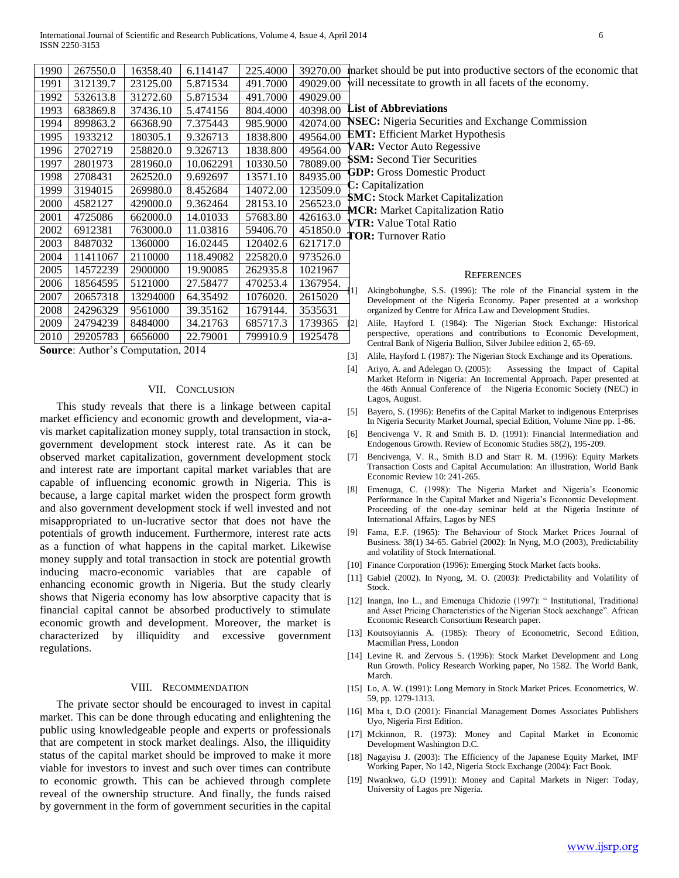| 1990 | 267550.0 | 16358.40 | 6.114147 | 225.4000 | 39270.00 |
|---|---|---|---|---|---|
| 1991 | 312139.7 | 23125.00 | 5.871534 | 491.7000 | 49029.00 |
| 1992 | 532613.8 | 31272.60 | 5.871534 | 491.7000 | 49029.00 |
| 1993 | 683869.8 | 37436.10 | 5.474156 | 804.4000 | 40398.00 |
| 1994 | 899863.2 | 66368.90 | 7.375443 | 985.9000 | 42074.00 |
| 1995 | 1933212 | 180305.1 | 9.326713 | 1838.800 | 49564.00 |
| 1996 | 2702719 | 258820.0 | 9.326713 | 1838.800 | 49564.00 |
| 1997 | 2801973 | 281960.0 | 10.062291 | 10330.50 | 78089.00 |
| 1998 | 2708431 | 262520.0 | 9.692697 | 13571.10 | 84935.00 |
| 1999 | 3194015 | 269980.0 | 8.452684 | 14072.00 | 123509.0 |
| 2000 | 4582127 | 429000.0 | 9.362464 | 28153.10 | 256523.0 |
| 2001 | 4725086 | 662000.0 | 14.01033 | 57683.80 | 426163.0 |
| 2002 | 6912381 | 763000.0 | 11.03816 | 59406.70 | 451850.0 |
| 2003 | 8487032 | 1360000 | 16.02445 | 120402.6 | 621717.0 |
| 2004 | 11411067 | 2110000 | 118.49082 | 225820.0 | 973526.0 |
| 2005 | 14572239 | 2900000 | 19.90085 | 262935.8 | 1021967 |
| 2006 | 18564595 | 5121000 | 27.58477 | 470253.4 | 1367954. |
| 2007 | 20657318 | 13294000 | 64.35492 | 1076020. | 2615020 |
| 2008 | 24296329 | 9561000 | 39.35162 | 1679144. | 3535631 |
| 2009 | 24794239 | 8484000 | 34.21763 | 685717.3 | 1739365 |
| 2010 | 29205783 | 6656000 | 22.79001 | 799910.9 | 1925478 |

**Source**: Author's Computation, 2014

## VII. Conclusion

This study reveals that there is a linkage between capital market efficiency and economic growth and development, via-a-vis market capitalization money supply, total transaction in stock, government development stock interest rate. As it can be observed market capitalization, government development stock and interest rate are important capital market variables that are capable of influencing economic growth in Nigeria. This is because, a large capital market widen the prospect form growth and also government development stock if well invested and not misappropriated to un-lucrative sector that does not have the potentials of growth inducement. Furthermore, interest rate acts as a function of what happens in the capital market. Likewise money supply and total transaction in stock are potential growth inducing macro-economic variables that are capable of enhancing economic growth in Nigeria. But the study clearly shows that Nigeria economy has low absorptive capacity that is financial capital cannot be absorbed productively to stimulate economic growth and development. Moreover, the market is characterized by illiquidity and excessive government regulations.

## VIII. Recommendation

The private sector should be encouraged to invest in capital market. This can be done through educating and enlightening the public using knowledgeable people and experts or professionals that are competent in stock market dealings. Also, the illiquidity status of the capital market should be improved to make it more viable for investors to invest and such over times can contribute to economic growth. This can be achieved through complete reveal of the ownership structure. And finally, the funds raised by government in the form of government securities in the capital market should be put into productive sectors of the economic that will necessitate to growth in all facets of the economy.

### List of Abbreviations

**NSEC:** Nigeria Securities and Exchange Commission
**EMT:** Efficient Market Hypothesis
**VAR:** Vector Auto Regessive
**SSM:** Second Tier Securities
**GDP:** Gross Domestic Product
**C:** Capitalization
**SMC:** Stock Market Capitalization
**MCR:** Market Capitalization Ratio
**VTR:** Value Total Ratio
**TOR:** Turnover Ratio

## References

[1] Akingbohungbe, S.S. (1996): The role of the Financial system in the Development of the Nigeria Economy. Paper presented at a workshop organized by Centre for Africa Law and Development Studies.

[2] Alile, Hayford I. (1984): The Nigerian Stock Exchange: Historical perspective, operations and contributions to Economic Development, Central Bank of Nigeria Bullion, Silver Jubilee edition 2, 65-69.

[3] Alile, Hayford I. (1987): The Nigerian Stock Exchange and its Operations.

[4] Ariyo, A. and Adelegan O. (2005): Assessing the Impact of Capital Market Reform in Nigeria: An Incremental Approach. Paper presented at the 46th Annual Conference of the Nigeria Economic Society (NEC) in Lagos, August.

[5] Bayero, S. (1996): Benefits of the Capital Market to indigenous Enterprises In Nigeria Security Market Journal, special Edition, Volume Nine pp. 1-86.

[6] Bencivenga V. R and Smith B. D. (1991): Financial Intermediation and Endogenous Growth. Review of Economic Studies 58(2), 195-209.

[7] Bencivenga, V. R., Smith B.D and Starr R. M. (1996): Equity Markets Transaction Costs and Capital Accumulation: An illustration, World Bank Economic Review 10: 241-265.

[8] Emenuga, C. (1998): The Nigeria Market and Nigeria's Economic Performance In the Capital Market and Nigeria's Economic Development. Proceeding of the one-day seminar held at the Nigeria Institute of International Affairs, Lagos by NES

[9] Fama, E.F. (1965): The Behaviour of Stock Market Prices Journal of Business. 38(1) 34-65. Gabriel (2002): In Nyng, M.O (2003), Predictability and volatility of Stock International.

[10] Finance Corporation (1996): Emerging Stock Market facts books.

[11] Gabiel (2002). In Nyong, M. O. (2003): Predictability and Volatility of Stock.

[12] Inanga, Ino L., and Emenuga Chidozie (1997): " Institutional, Traditional and Asset Pricing Characteristics of the Nigerian Stock aexchange". African Economic Research Consortium Research paper.

[13] Koutsoyiannis A. (1985): Theory of Econometric, Second Edition, Macmillan Press, London

[14] Levine R. and Zervous S. (1996): Stock Market Development and Long Run Growth. Policy Research Working paper, No 1582. The World Bank, March.

[15] Lo, A. W. (1991): Long Memory in Stock Market Prices. Econometrics, W. 59, pp. 1279-1313.

[16] Mba t, D.O (2001): Financial Management Domes Associates Publishers Uyo, Nigeria First Edition.

[17] Mckinnon, R. (1973): Money and Capital Market in Economic Development Washington D.C.

[18] Nagayisu J. (2003): The Efficiency of the Japanese Equity Market, IMF Working Paper, No 142, Nigeria Stock Exchange (2004): Fact Book.

[19] Nwankwo, G.O (1991): Money and Capital Markets in Niger: Today, University of Lagos pre Nigeria.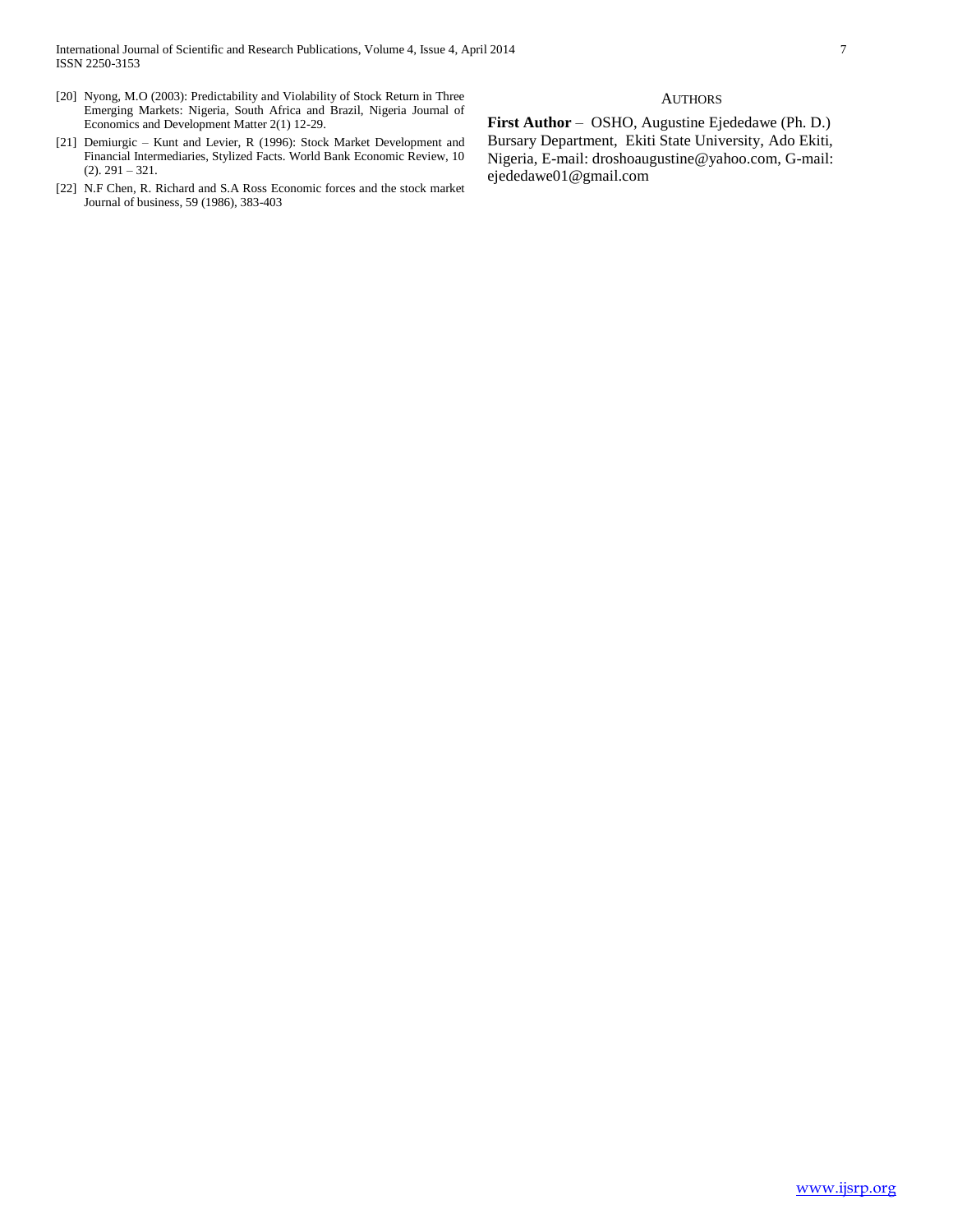[20] Nyong, M.O (2003): Predictability and Violability of Stock Return in Three Emerging Markets: Nigeria, South Africa and Brazil, Nigeria Journal of Economics and Development Matter 2(1) 12-29.

[21] Demiurgic – Kunt and Levier, R (1996): Stock Market Development and Financial Intermediaries, Stylized Facts. World Bank Economic Review, 10 (2). 291 – 321.

[22] N.F Chen, R. Richard and S.A Ross Economic forces and the stock market Journal of business, 59 (1986), 383-403

## AUTHORS

**First Author** – OSHO, Augustine Ejededawe (Ph. D.) Bursary Department, Ekiti State University, Ado Ekiti, Nigeria, E-mail: droshoaugustine@yahoo.com, G-mail: ejededawe01@gmail.com